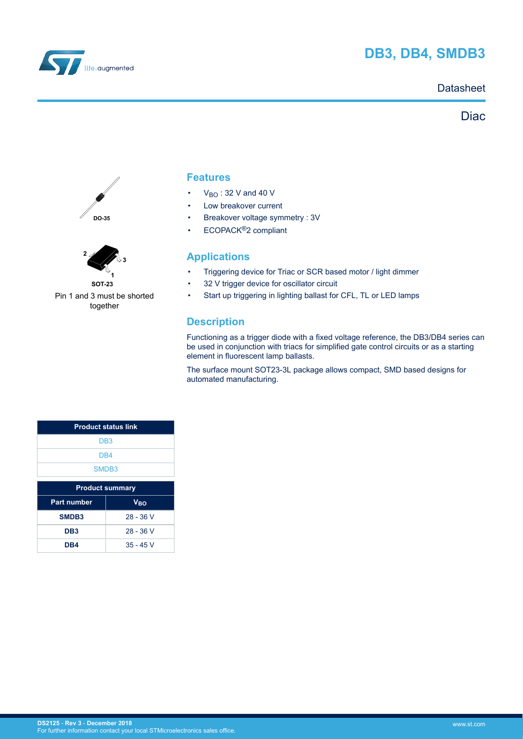# DB3, DB4, SMDB3

Datasheet

Diac

DO-35

SOT-23

Pin 1 and 3 must be shorted together

## Features

- $V_{BO}$ : 32 V and 40 V
- Low breakover current
- Breakover voltage symmetry : 3V
- ECOPACK®2 compliant

## Applications

- Triggering device for Triac or SCR based motor / light dimmer
- 32 V trigger device for oscillator circuit
- Start up triggering in lighting ballast for CFL, TL or LED lamps

## Description

Functioning as a trigger diode with a fixed voltage reference, the DB3/DB4 series can be used in conjunction with triacs for simplified gate control circuits or as a starting element in fluorescent lamp ballasts.

The surface mount SOT23-3L package allows compact, SMD based designs for automated manufacturing.

| Product status link |
| --- |
| DB3 |
| DB4 |
| SMDB3 |

| Product summary | |
| --- | --- |
| **Part number** | $V_{BO}$ |
| **SMDB3** | 28 - 36 V |
| **DB3** | 28 - 36 V |
| **DB4** | 35 - 45 V |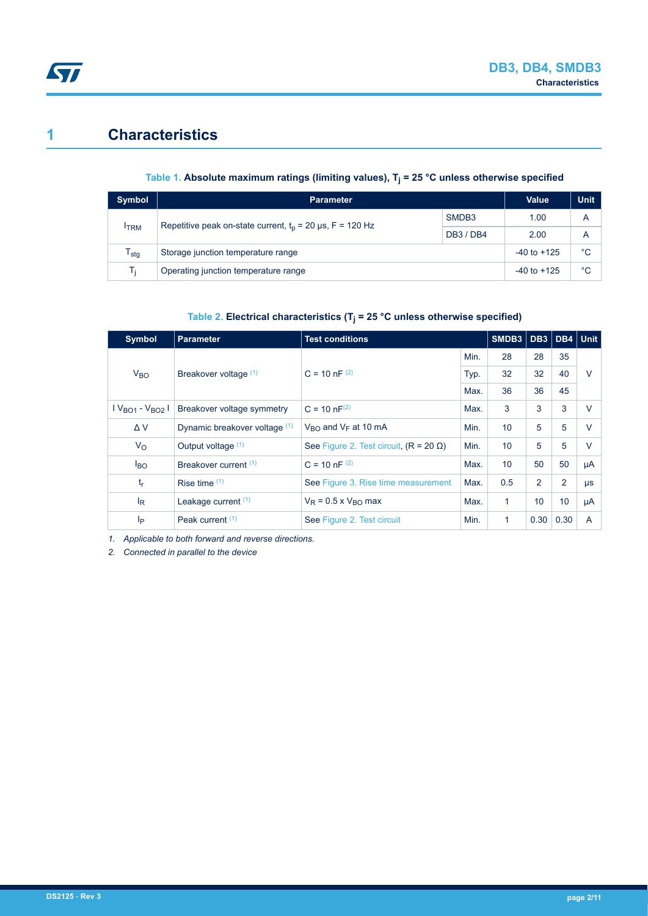# 1 Characteristics

**Table 1. Absolute maximum ratings (limiting values), $T_j$ = 25 °C unless otherwise specified**

| Symbol | Parameter | | Value | Unit |
|---|---|---|---|---|
| $I_{TRM}$ | Repetitive peak on-state current, $t_p$ = 20 µs, F = 120 Hz | SMDB3 | 1.00 | A |
| | | DB3 / DB4 | 2.00 | A |
| $T_{stg}$ | Storage junction temperature range | | -40 to +125 | °C |
| $T_j$ | Operating junction temperature range | | -40 to +125 | °C |

**Table 2. Electrical characteristics ($T_j$ = 25 °C unless otherwise specified)**

| Symbol | Parameter | Test conditions | | SMDB3 | DB3 | DB4 | Unit |
|---|---|---|---|---|---|---|---|
| $V_{BO}$ | Breakover voltage (1) | C = 10 nF (2) | Min. | 28 | 28 | 35 | V |
| | | | Typ. | 32 | 32 | 40 | |
| | | | Max. | 36 | 36 | 45 | |
| $\lvert V_{BO1} - V_{BO2} \rvert$ | Breakover voltage symmetry | C = 10 nF(2) | Max. | 3 | 3 | 3 | V |
| Δ V | Dynamic breakover voltage (1) | $V_{BO}$ and $V_F$ at 10 mA | Min. | 10 | 5 | 5 | V |
| $V_O$ | Output voltage (1) | See Figure 2. Test circuit, (R = 20 Ω) | Min. | 10 | 5 | 5 | V |
| $I_{BO}$ | Breakover current (1) | C = 10 nF (2) | Max. | 10 | 50 | 50 | µA |
| $t_r$ | Rise time (1) | See Figure 3. Rise time measurement | Max. | 0.5 | 2 | 2 | µs |
| $I_R$ | Leakage current (1) | $V_R$ = 0.5 x $V_{BO}$ max | Max. | 1 | 10 | 10 | µA |
| $I_P$ | Peak current (1) | See Figure 2. Test circuit | Min. | 1 | 0.30 | 0.30 | A |

*1. Applicable to both forward and reverse directions.*

*2. Connected in parallel to the device*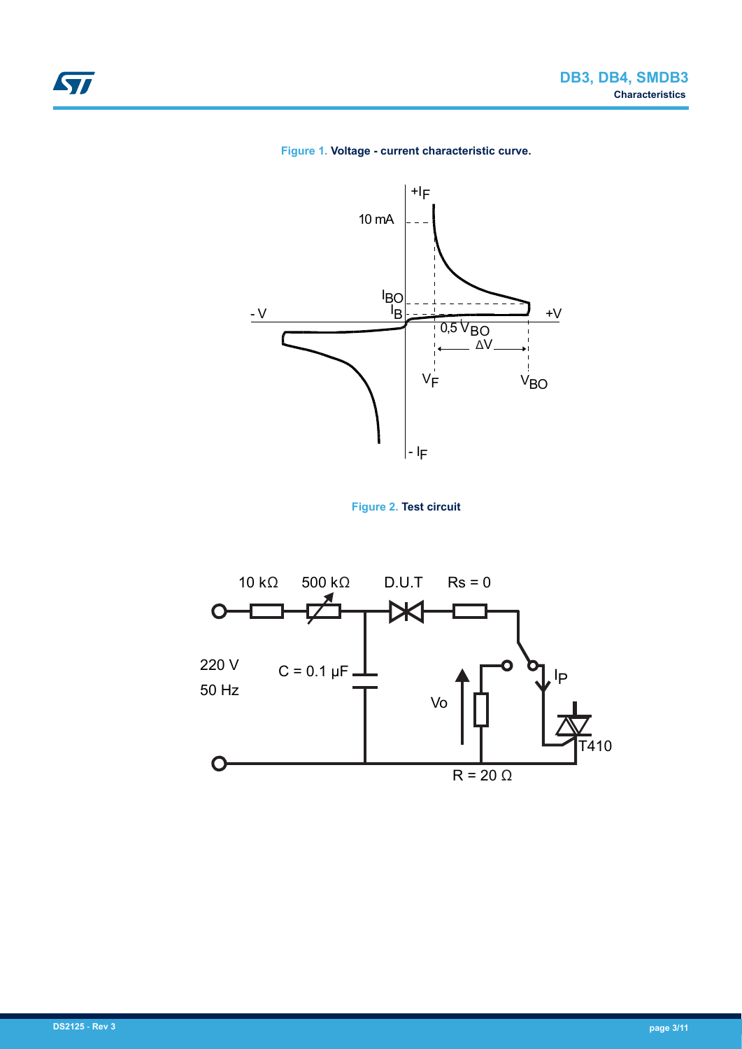**Figure 1.** Voltage - current characteristic curve.

**Figure 2.** Test circuit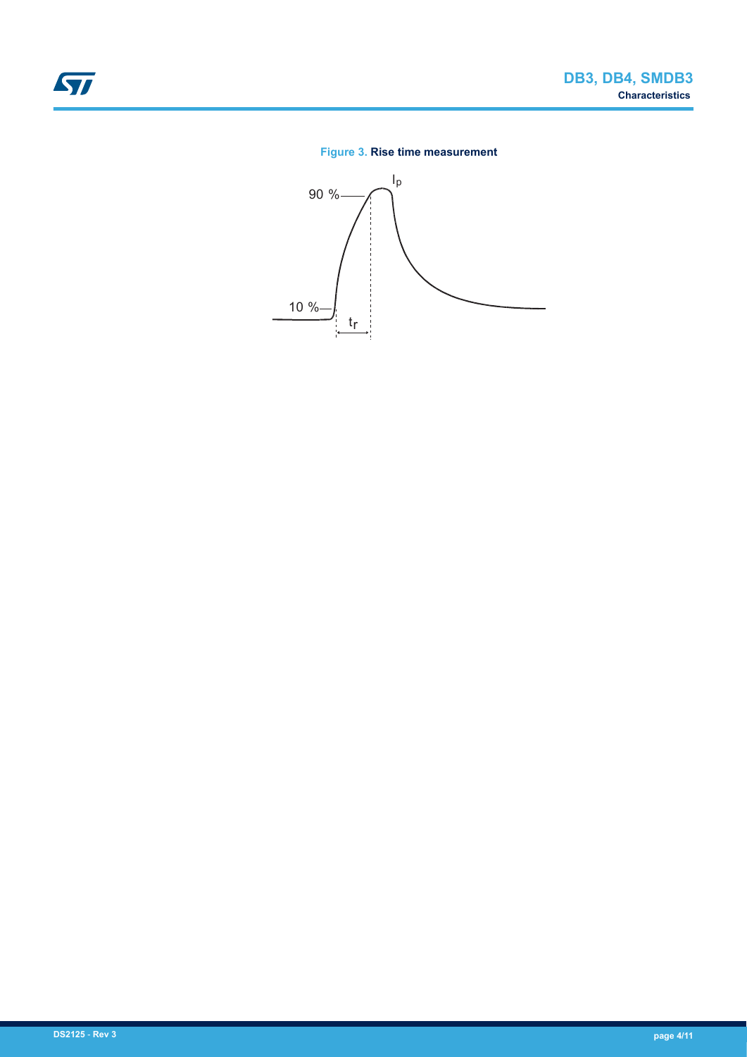Figure 3. Rise time measurement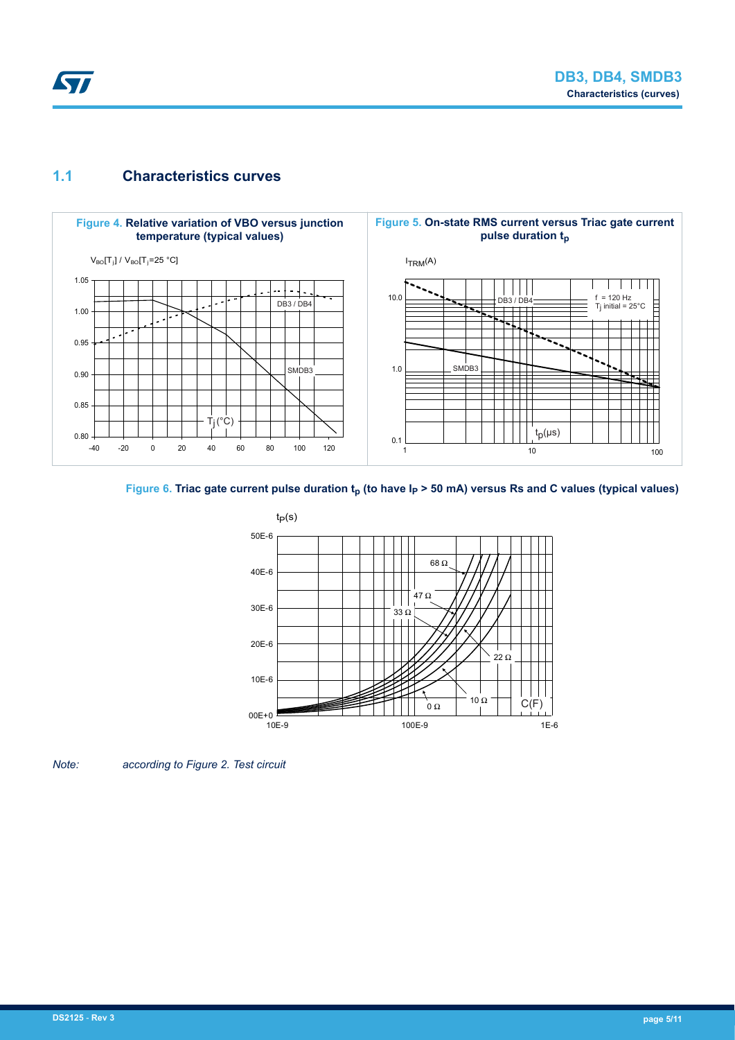## 1.1 Characteristics curves

**Figure 4.** Relative variation of VBO versus junction temperature (typical values)

**Figure 5.** On-state RMS current versus Triac gate current pulse duration $t_p$

**Figure 6.** Triac gate current pulse duration $t_p$ (to have $I_P$ > 50 mA) versus Rs and C values (typical values)

*Note: according to Figure 2. Test circuit*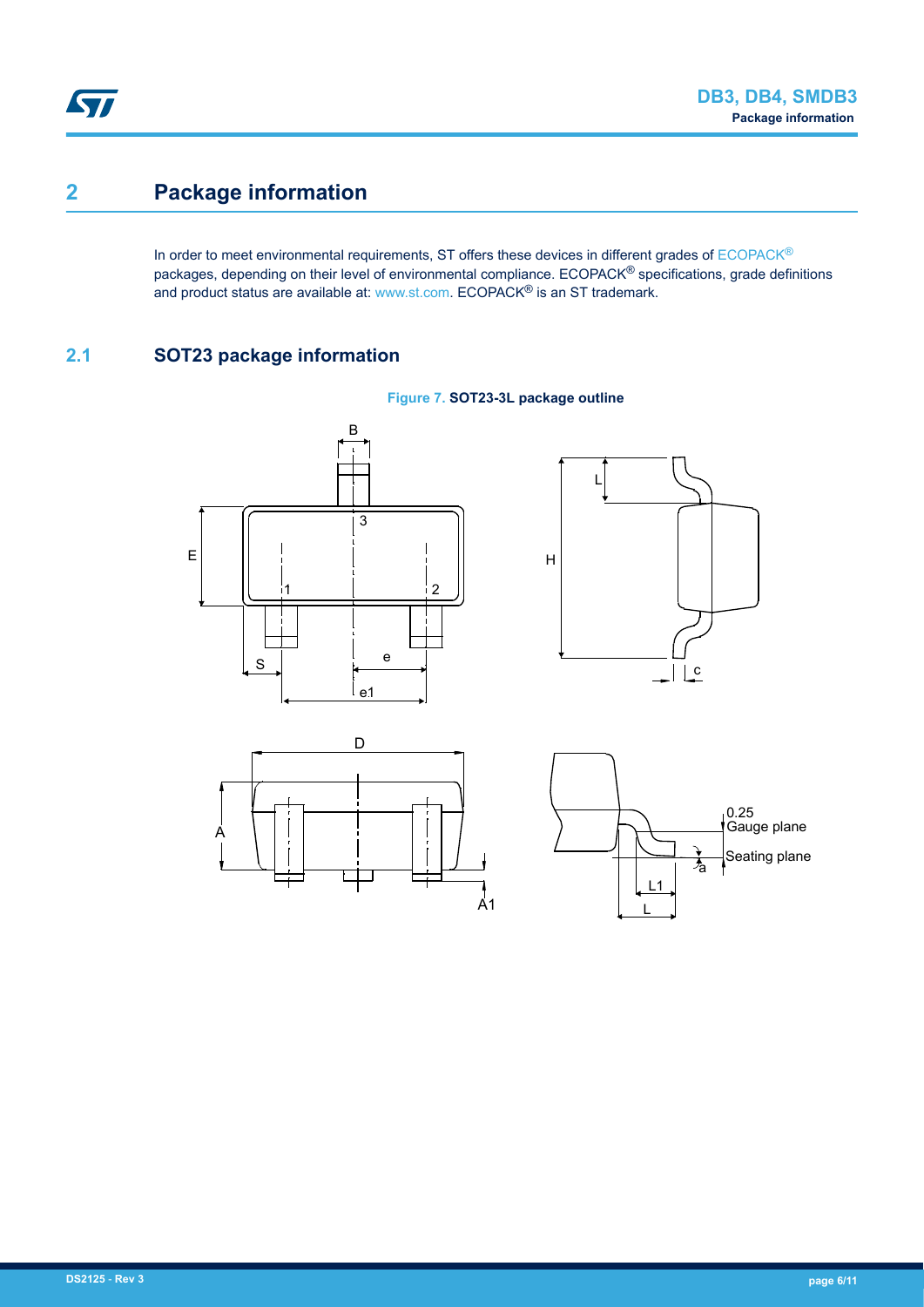# 2 Package information

In order to meet environmental requirements, ST offers these devices in different grades of ECOPACK® packages, depending on their level of environmental compliance. ECOPACK® specifications, grade definitions and product status are available at: www.st.com. ECOPACK® is an ST trademark.

## 2.1 SOT23 package information

**Figure 7. SOT23-3L package outline**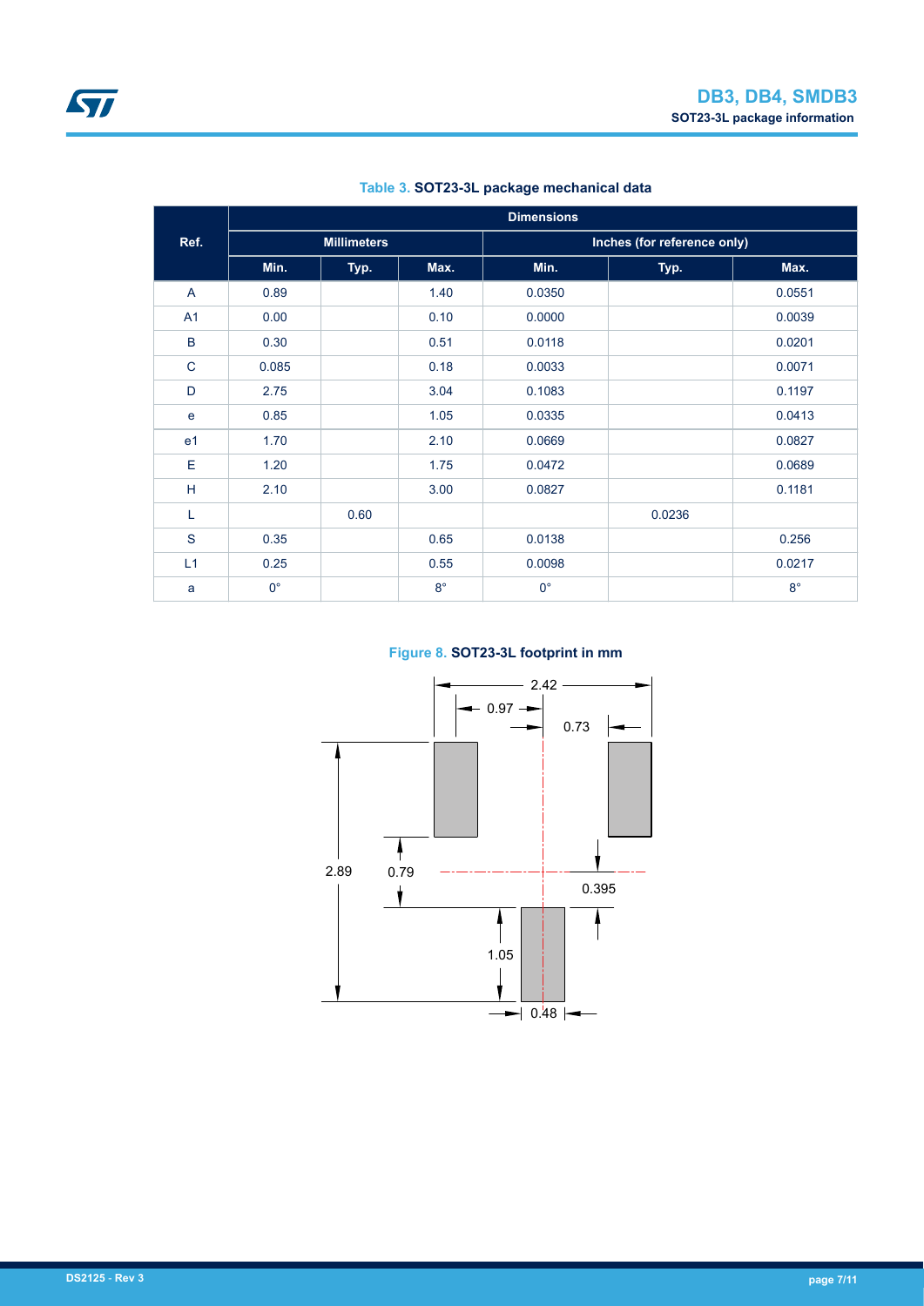Table 3. **SOT23-3L package mechanical data**

| Ref. | Dimensions | | | | | |
|---|---|---|---|---|---|---|
| | Millimeters | | | Inches (for reference only) | | |
| | Min. | Typ. | Max. | Min. | Typ. | Max. |
| A | 0.89 | | 1.40 | 0.0350 | | 0.0551 |
| A1 | 0.00 | | 0.10 | 0.0000 | | 0.0039 |
| B | 0.30 | | 0.51 | 0.0118 | | 0.0201 |
| C | 0.085 | | 0.18 | 0.0033 | | 0.0071 |
| D | 2.75 | | 3.04 | 0.1083 | | 0.1197 |
| e | 0.85 | | 1.05 | 0.0335 | | 0.0413 |
| e1 | 1.70 | | 2.10 | 0.0669 | | 0.0827 |
| E | 1.20 | | 1.75 | 0.0472 | | 0.0689 |
| H | 2.10 | | 3.00 | 0.0827 | | 0.1181 |
| L | | 0.60 | | | 0.0236 | |
| S | 0.35 | | 0.65 | 0.0138 | | 0.256 |
| L1 | 0.25 | | 0.55 | 0.0098 | | 0.0217 |
| a | 0° | | 8° | 0° | | 8° |

Figure 8. **SOT23-3L footprint in mm**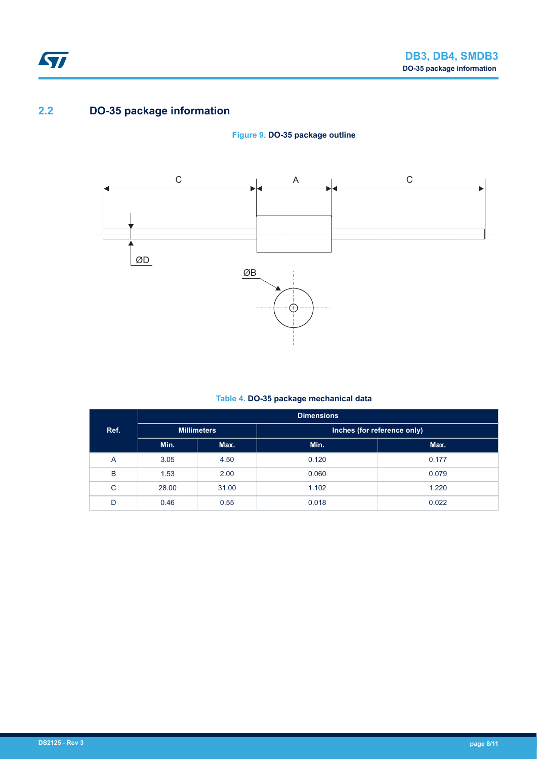## 2.2 DO-35 package information

**Figure 9. DO-35 package outline**

**Table 4. DO-35 package mechanical data**

| Ref. | Dimensions | | | |
|---|---|---|---|---|
| | Millimeters | | Inches (for reference only) | |
| | Min. | Max. | Min. | Max. |
| A | 3.05 | 4.50 | 0.120 | 0.177 |
| B | 1.53 | 2.00 | 0.060 | 0.079 |
| C | 28.00 | 31.00 | 1.102 | 1.220 |
| D | 0.46 | 0.55 | 0.018 | 0.022 |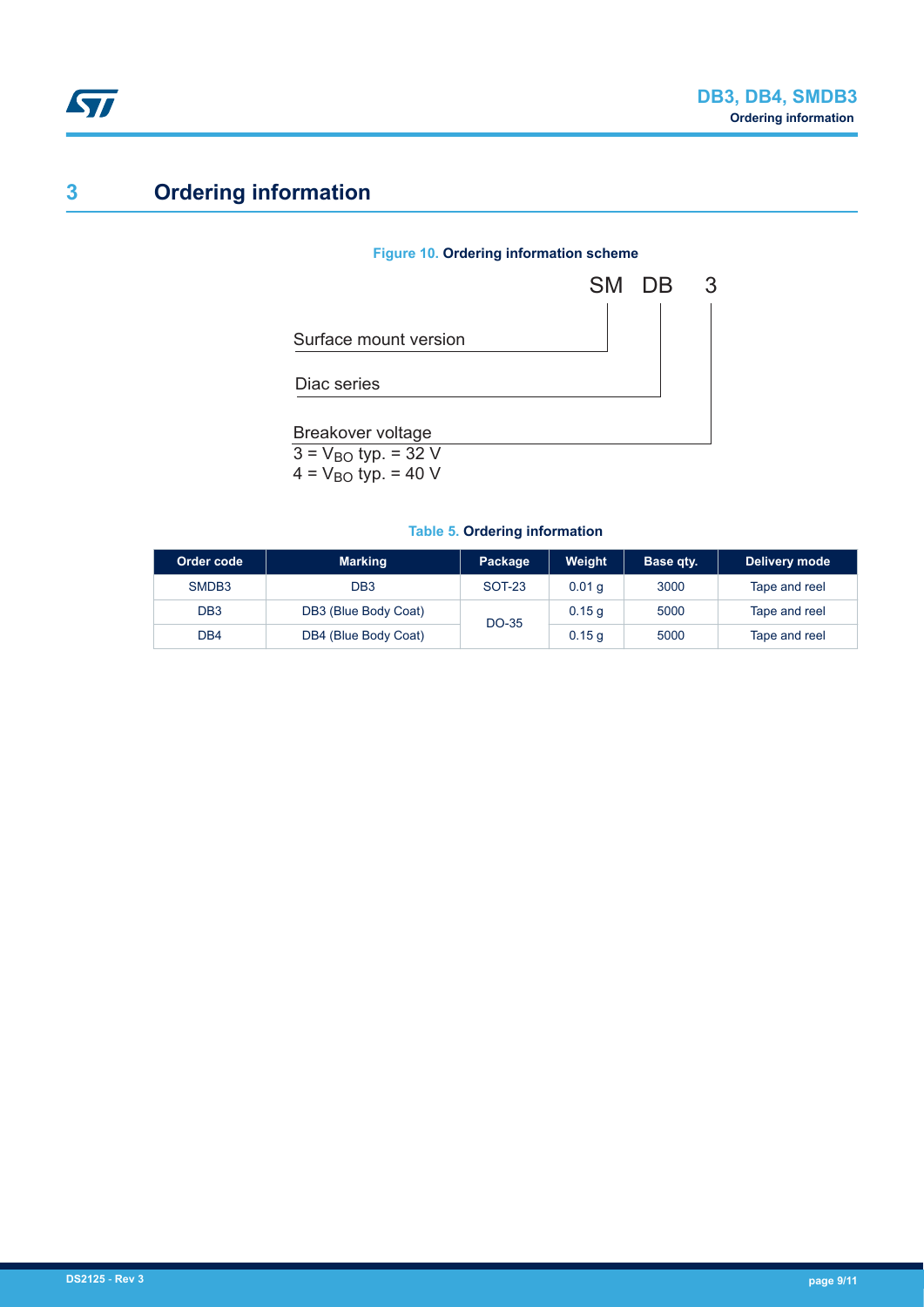# 3 Ordering information

**Figure 10. Ordering information scheme**

SM DB 3

- Surface mount version (SM)
- Diac series (DB)
- Breakover voltage (3)
  - 3 = $V_{BO}$ typ. = 32 V
  - 4 = $V_{BO}$ typ. = 40 V

**Table 5. Ordering information**

| Order code | Marking | Package | Weight | Base qty. | Delivery mode |
|---|---|---|---|---|---|
| SMDB3 | DB3 | SOT-23 | 0.01 g | 3000 | Tape and reel |
| DB3 | DB3 (Blue Body Coat) | DO-35 | 0.15 g | 5000 | Tape and reel |
| DB4 | DB4 (Blue Body Coat) | | 0.15 g | 5000 | Tape and reel |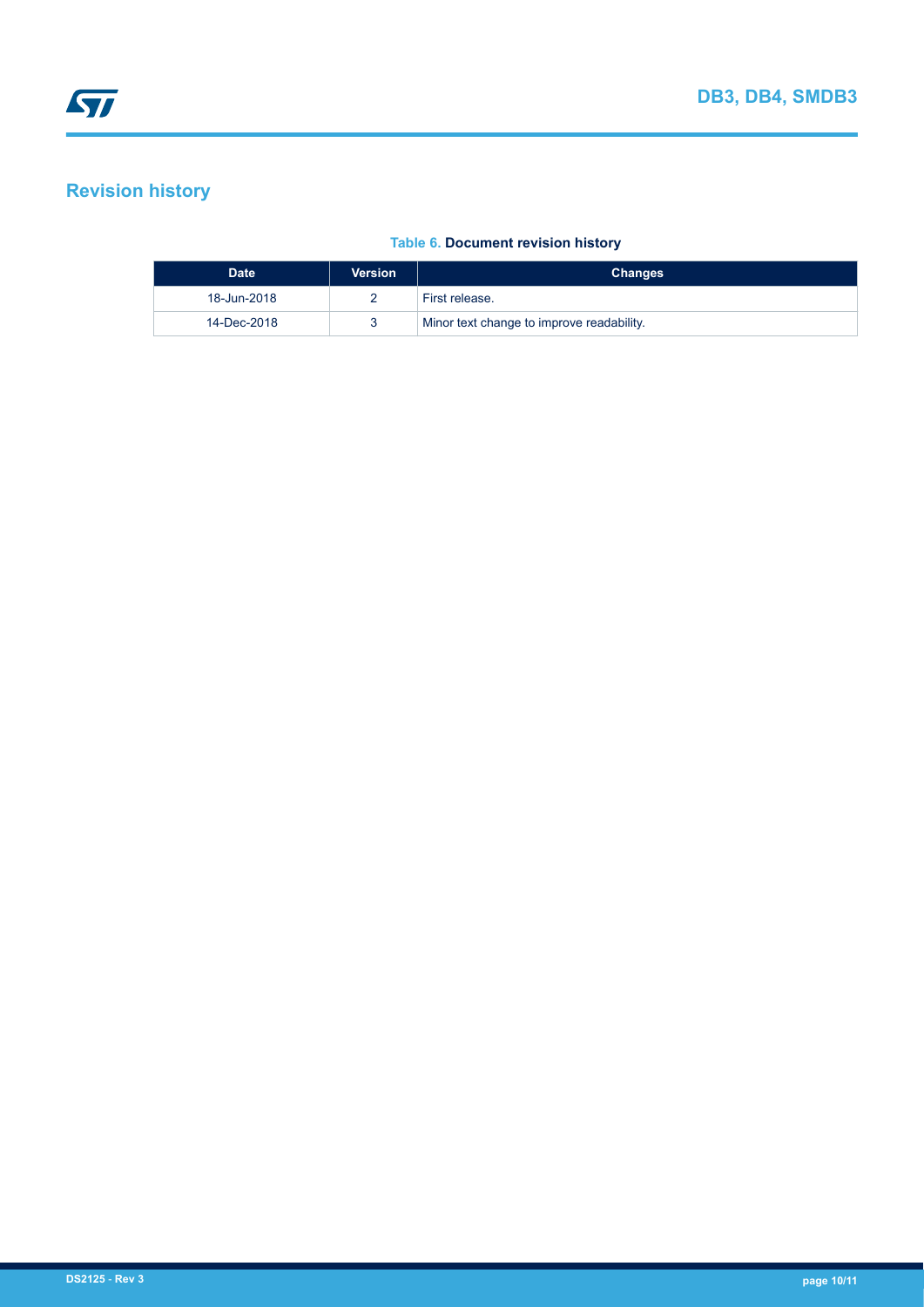## Revision history

**Table 6. Document revision history**

| Date | Version | Changes |
|---|---|---|
| 18-Jun-2018 | 2 | First release. |
| 14-Dec-2018 | 3 | Minor text change to improve readability. |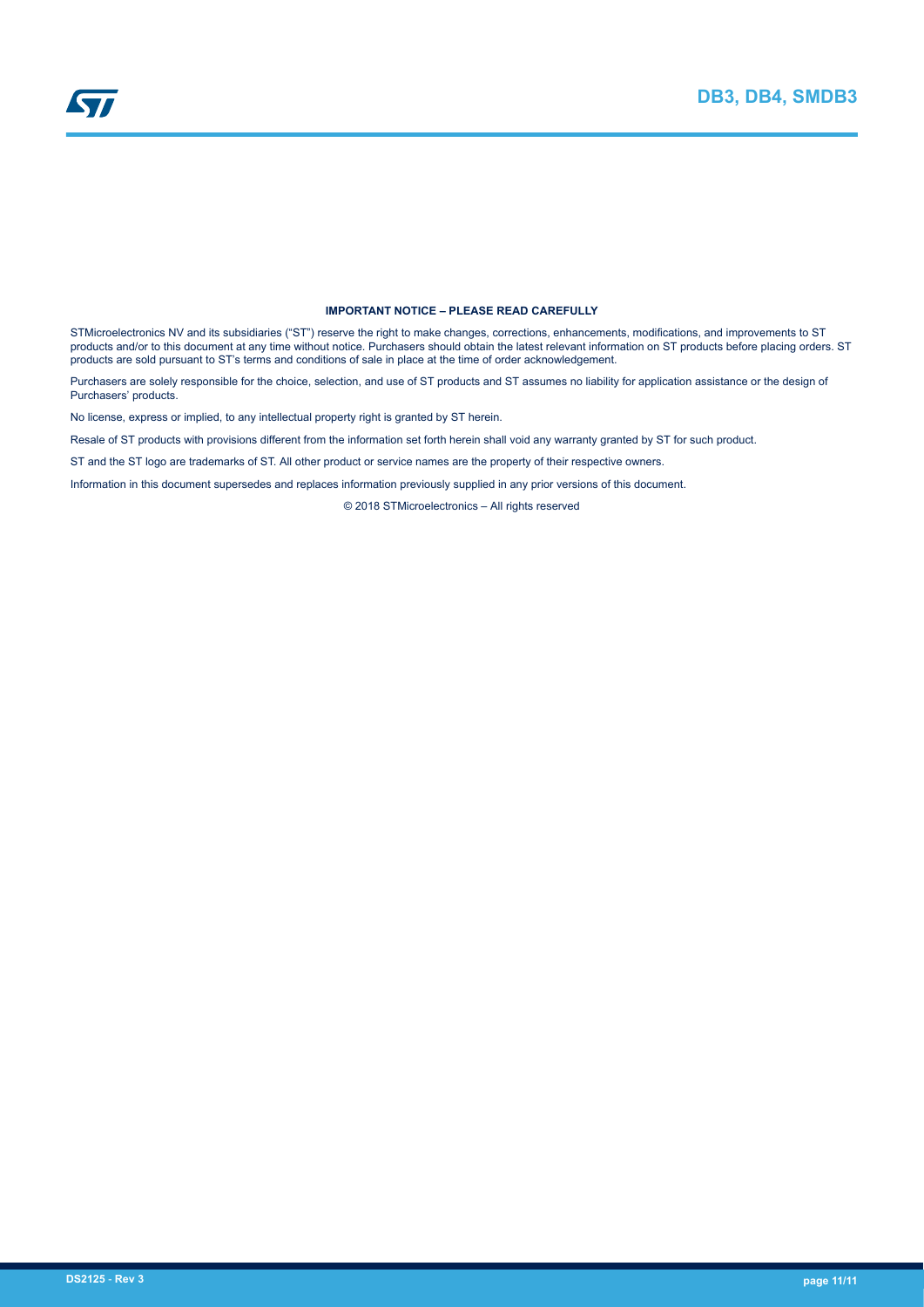**IMPORTANT NOTICE – PLEASE READ CAREFULLY**

STMicroelectronics NV and its subsidiaries ("ST") reserve the right to make changes, corrections, enhancements, modifications, and improvements to ST products and/or to this document at any time without notice. Purchasers should obtain the latest relevant information on ST products before placing orders. ST products are sold pursuant to ST's terms and conditions of sale in place at the time of order acknowledgement.

Purchasers are solely responsible for the choice, selection, and use of ST products and ST assumes no liability for application assistance or the design of Purchasers' products.

No license, express or implied, to any intellectual property right is granted by ST herein.

Resale of ST products with provisions different from the information set forth herein shall void any warranty granted by ST for such product.

ST and the ST logo are trademarks of ST. All other product or service names are the property of their respective owners.

Information in this document supersedes and replaces information previously supplied in any prior versions of this document.

© 2018 STMicroelectronics – All rights reserved